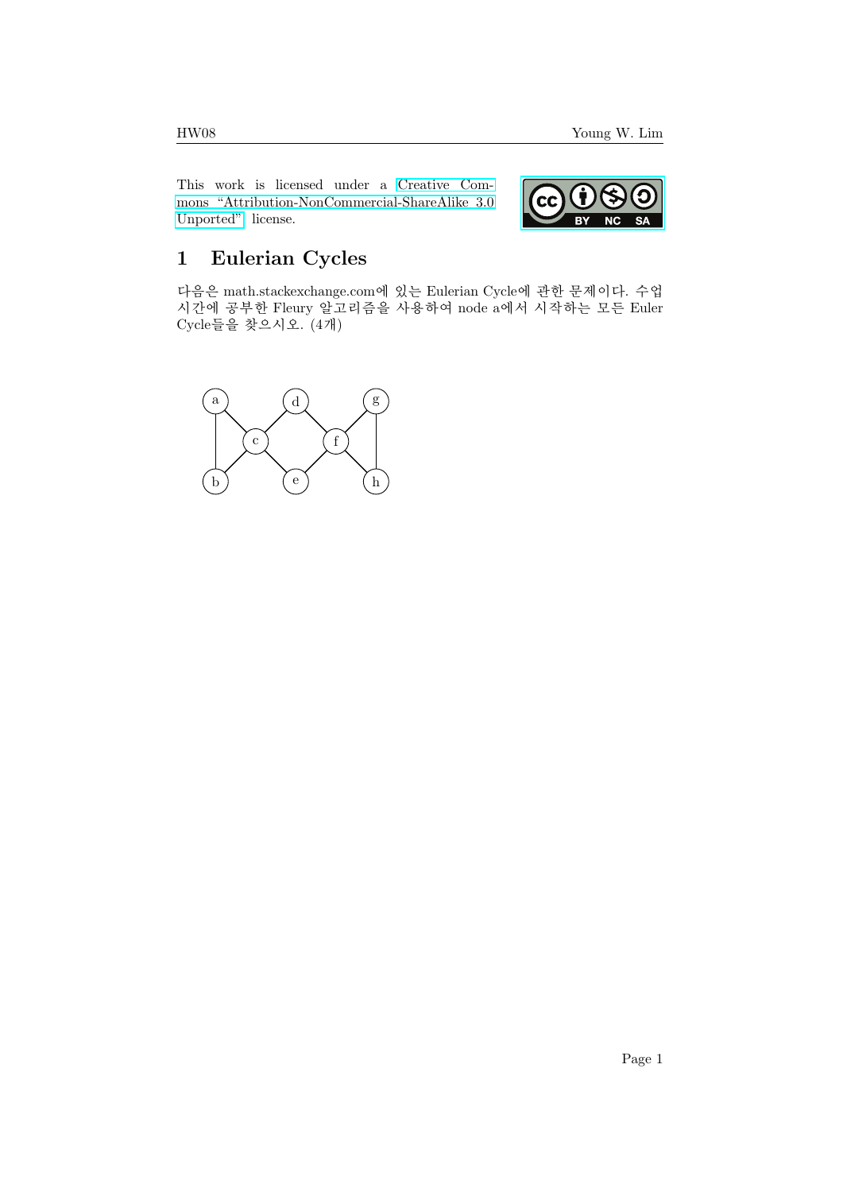This work is licensed under a Creative Commons "Attribution-NonCommercial-ShareAlike 3.0 Unported" license.

# 1 Eulerian Cycles

다음은 math.stackexchange.com에 있는 Eulerian Cycle에 관한 문제이다. 수업 시간에 공부한 Fleury 알고리즘을 사용하여 node a에서 시작하는 모든 Euler Cycle들을 찾으시오. (4개)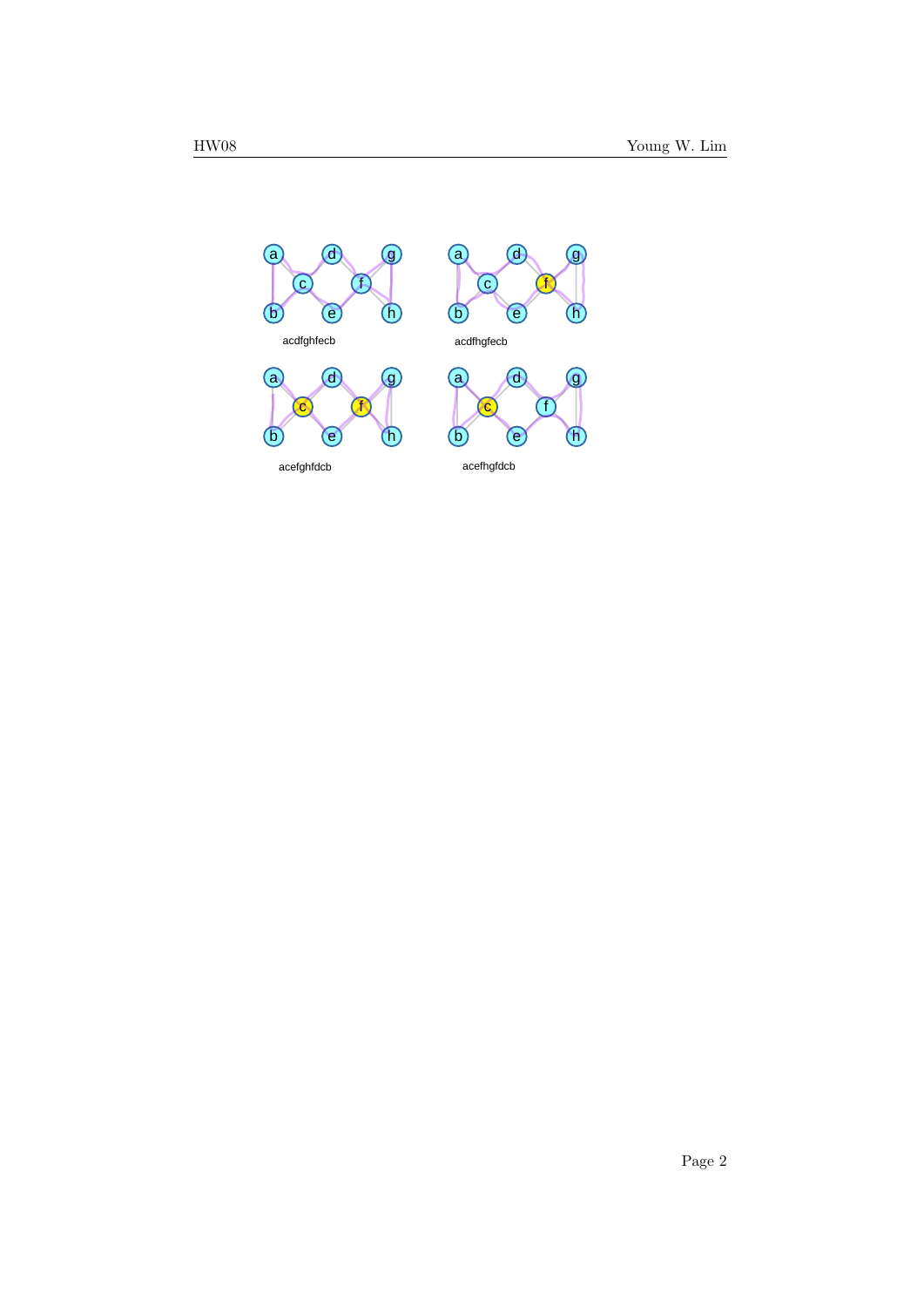acdfghfecb

acdfhgfecb

acefghfdcb

acefhgfdcb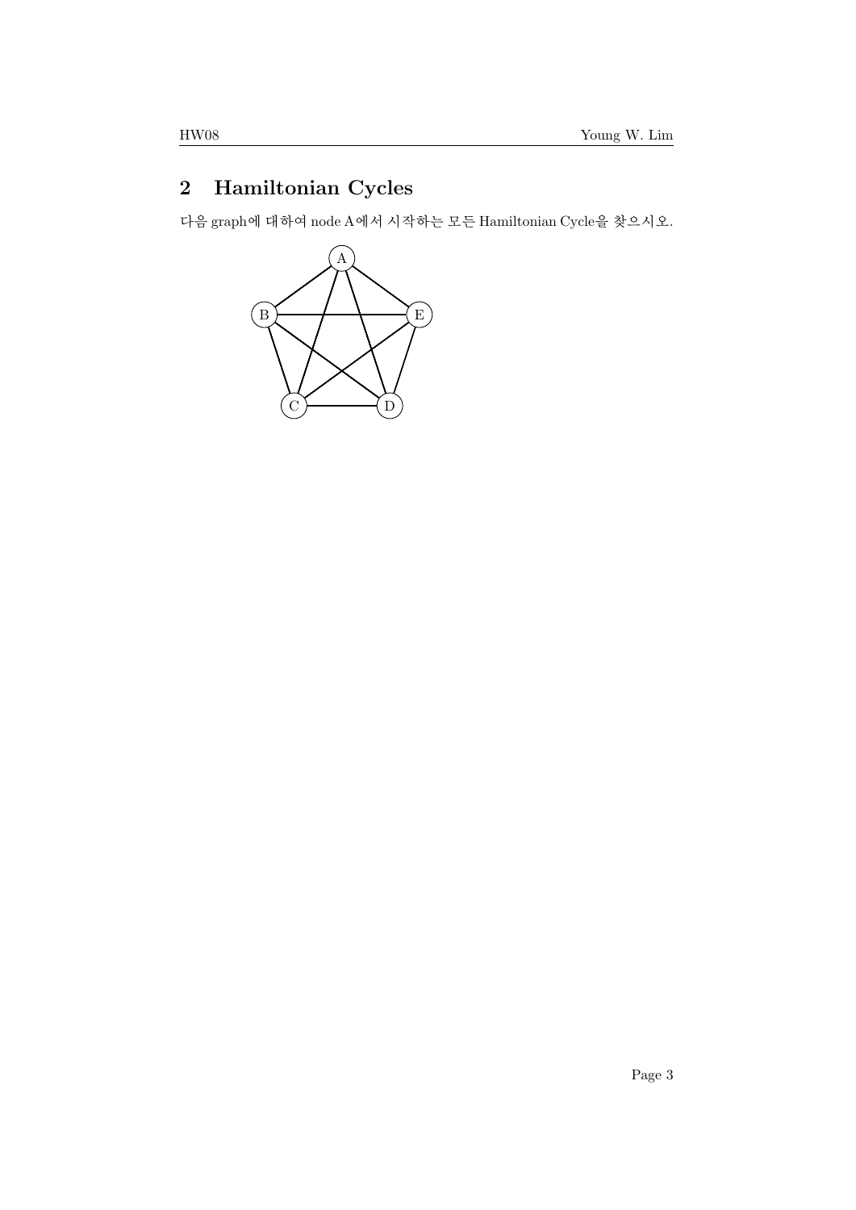## 2 Hamiltonian Cycles

다음 graph에 대하여 node A에서 시작하는 모든 Hamiltonian Cycle을 찾으시오.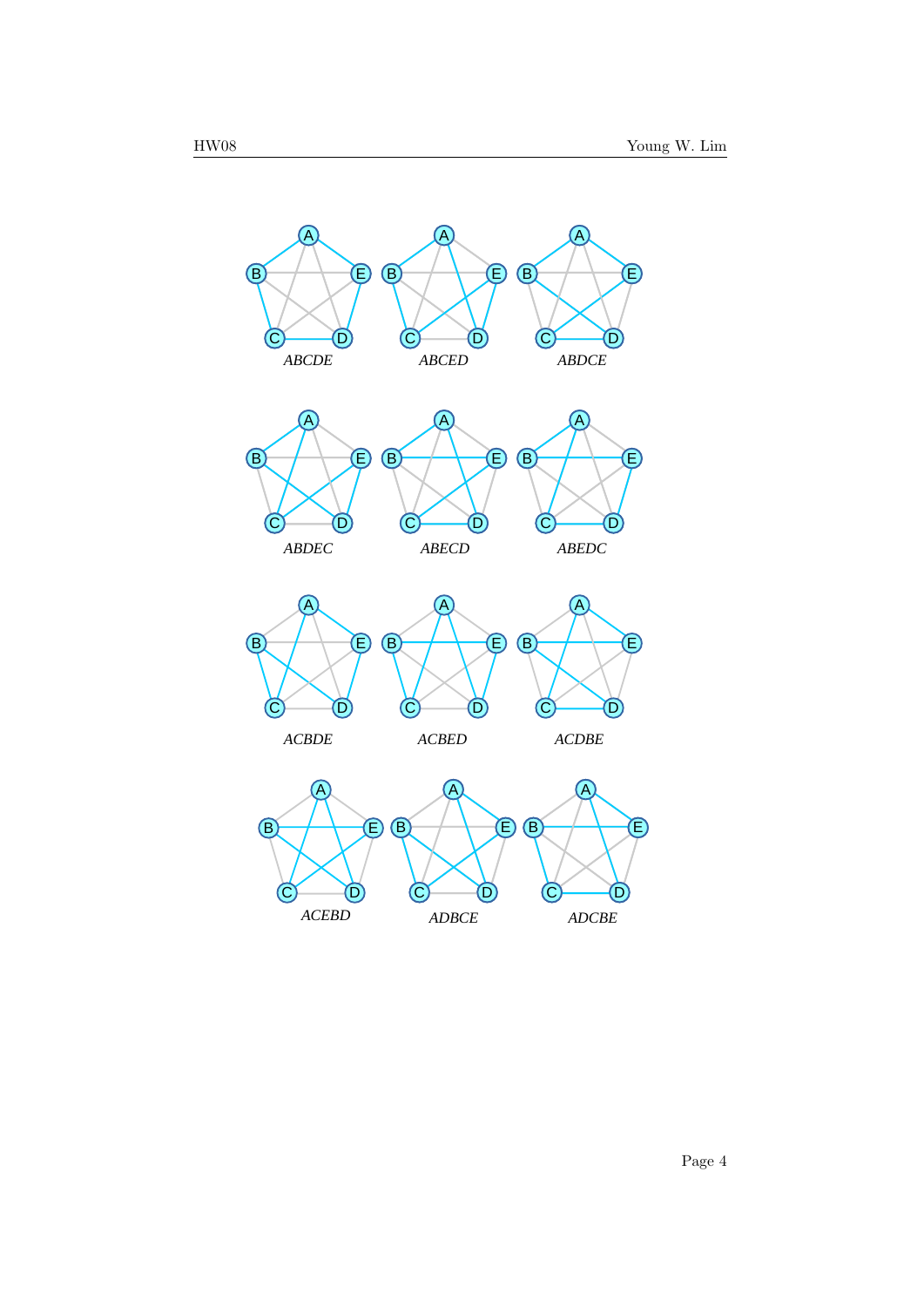*ABCDE* *ABCED* *ABDCE*

*ABDEC* *ABECD* *ABEDC*

*ACBDE* *ACBED* *ACDBE*

*ACEBD* *ADBCE* *ADCBE*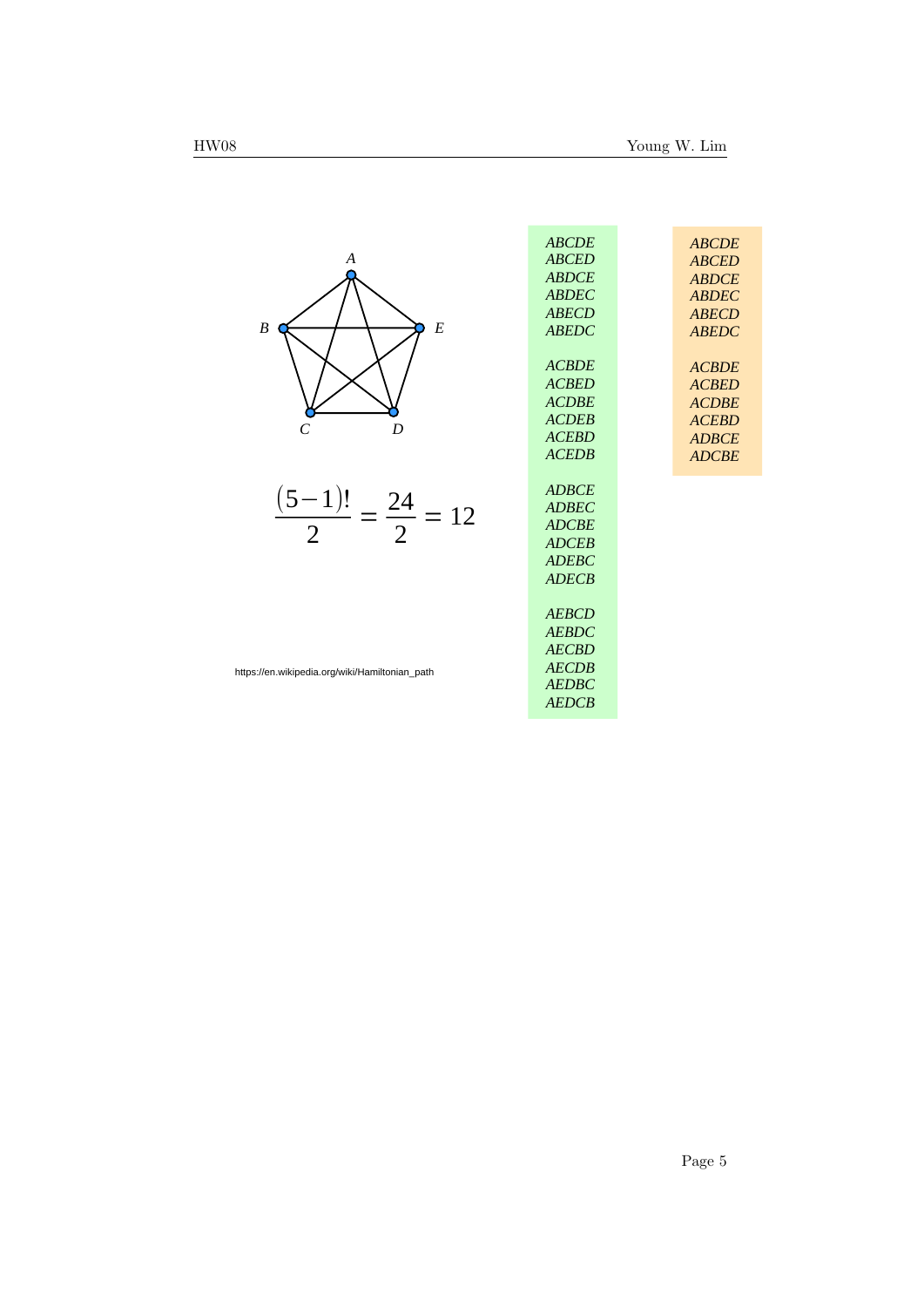A

B E

C D

$$\frac{(5-1)!}{2} = \frac{24}{2} = 12$$

https://en.wikipedia.org/wiki/Hamiltonian_path

*ABCDE*
*ABCED*
*ABDCE*
*ABDEC*
*ABECD*
*ABEDC*

*ACBDE*
*ACBED*
*ACDBE*
*ACDEB*
*ACEBD*
*ACEDB*

*ADBCE*
*ADBEC*
*ADCBE*
*ADCEB*
*ADEBC*
*ADECB*

*AEBCD*
*AEBDC*
*AECBD*
*AECDB*
*AEDBC*
*AEDCB*

*ABCDE*
*ABCED*
*ABDCE*
*ABDEC*
*ABECD*
*ABEDC*

*ACBDE*
*ACBED*
*ACDBE*
*ACEBD*
*ADBCE*
*ADCBE*